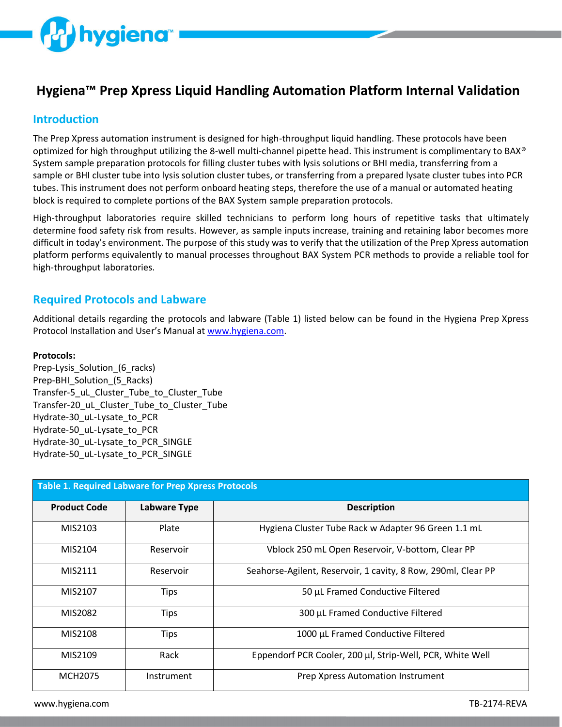# Hygiena™ Prep Xpress Liquid Handling Automation Platform Internal Validation

## Introduction

The Prep Xpress automation instrument is designed for high-throughput liquid handling. These protocols have been optimized for high throughput utilizing the 8-well multi-channel pipette head. This instrument is complimentary to BAX® System sample preparation protocols for filling cluster tubes with lysis solutions or BHI media, transferring from a sample or BHI cluster tube into lysis solution cluster tubes, or transferring from a prepared lysate cluster tubes into PCR tubes. This instrument does not perform onboard heating steps, therefore the use of a manual or automated heating block is required to complete portions of the BAX System sample preparation protocols.

High-throughput laboratories require skilled technicians to perform long hours of repetitive tasks that ultimately determine food safety risk from results. However, as sample inputs increase, training and retaining labor becomes more difficult in today's environment. The purpose of this study was to verify that the utilization of the Prep Xpress automation platform performs equivalently to manual processes throughout BAX System PCR methods to provide a reliable tool for high-throughput laboratories.

## Required Protocols and Labware

Additional details regarding the protocols and labware (Table 1) listed below can be found in the Hygiena Prep Xpress Protocol Installation and User's Manual at www.hygiena.com.

**Protocols:**

Prep-Lysis_Solution_(6_racks)
Prep-BHI_Solution_(5_Racks)
Transfer-5_uL_Cluster_Tube_to_Cluster_Tube
Transfer-20_uL_Cluster_Tube_to_Cluster_Tube
Hydrate-30_uL-Lysate_to_PCR
Hydrate-50_uL-Lysate_to_PCR
Hydrate-30_uL-Lysate_to_PCR_SINGLE
Hydrate-50_uL-Lysate_to_PCR_SINGLE

**Table 1. Required Labware for Prep Xpress Protocols**

| Product Code | Labware Type | Description |
|---|---|---|
| MIS2103 | Plate | Hygiena Cluster Tube Rack w Adapter 96 Green 1.1 mL |
| MIS2104 | Reservoir | Vblock 250 mL Open Reservoir, V-bottom, Clear PP |
| MIS2111 | Reservoir | Seahorse-Agilent, Reservoir, 1 cavity, 8 Row, 290ml, Clear PP |
| MIS2107 | Tips | 50 µL Framed Conductive Filtered |
| MIS2082 | Tips | 300 µL Framed Conductive Filtered |
| MIS2108 | Tips | 1000 µL Framed Conductive Filtered |
| MIS2109 | Rack | Eppendorf PCR Cooler, 200 µl, Strip-Well, PCR, White Well |
| MCH2075 | Instrument | Prep Xpress Automation Instrument |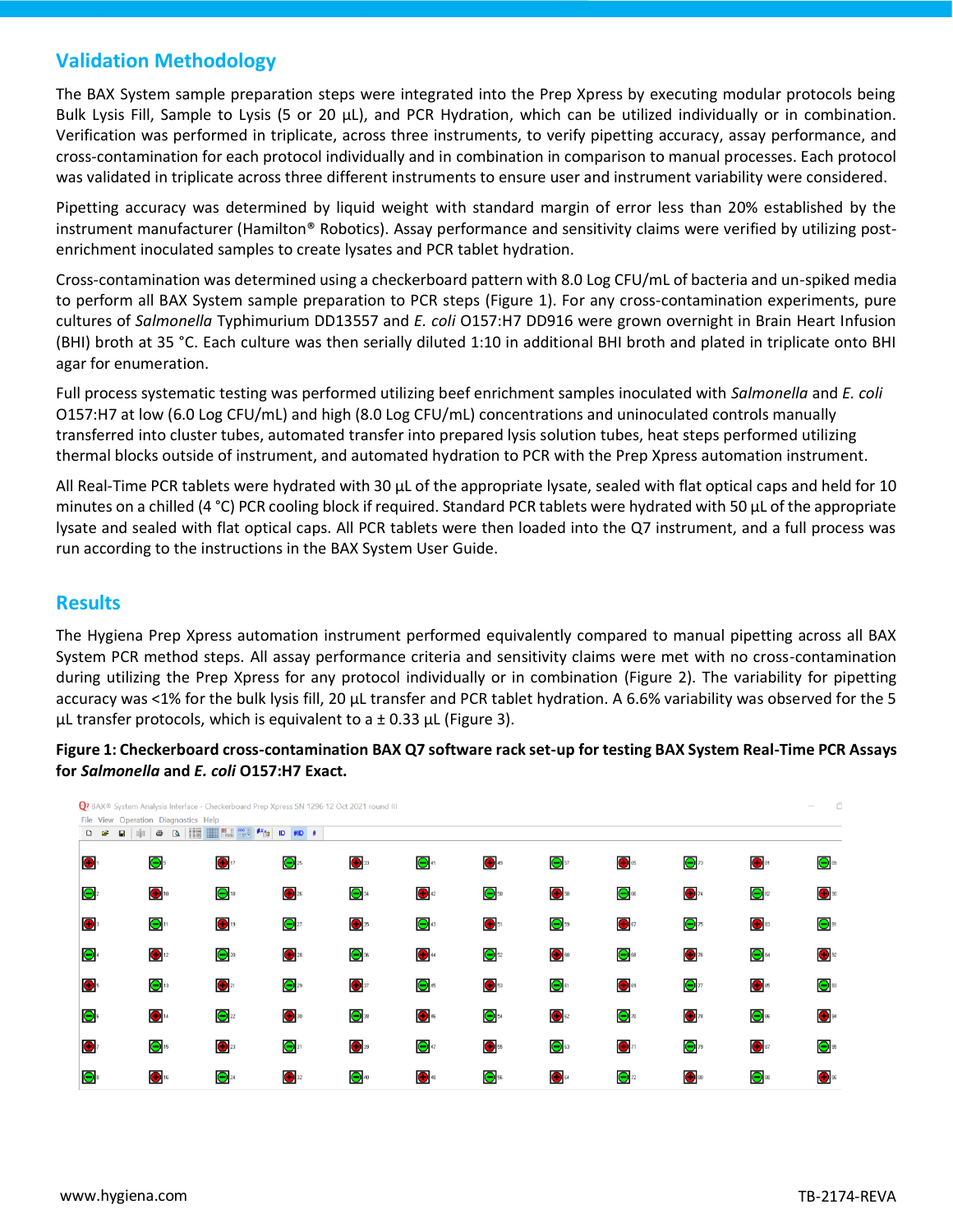## Validation Methodology

The BAX System sample preparation steps were integrated into the Prep Xpress by executing modular protocols being Bulk Lysis Fill, Sample to Lysis (5 or 20 µL), and PCR Hydration, which can be utilized individually or in combination. Verification was performed in triplicate, across three instruments, to verify pipetting accuracy, assay performance, and cross-contamination for each protocol individually and in combination in comparison to manual processes. Each protocol was validated in triplicate across three different instruments to ensure user and instrument variability were considered.

Pipetting accuracy was determined by liquid weight with standard margin of error less than 20% established by the instrument manufacturer (Hamilton® Robotics). Assay performance and sensitivity claims were verified by utilizing post-enrichment inoculated samples to create lysates and PCR tablet hydration.

Cross-contamination was determined using a checkerboard pattern with 8.0 Log CFU/mL of bacteria and un-spiked media to perform all BAX System sample preparation to PCR steps (Figure 1). For any cross-contamination experiments, pure cultures of *Salmonella* Typhimurium DD13557 and *E. coli* O157:H7 DD916 were grown overnight in Brain Heart Infusion (BHI) broth at 35 °C. Each culture was then serially diluted 1:10 in additional BHI broth and plated in triplicate onto BHI agar for enumeration.

Full process systematic testing was performed utilizing beef enrichment samples inoculated with *Salmonella* and *E. coli* O157:H7 at low (6.0 Log CFU/mL) and high (8.0 Log CFU/mL) concentrations and uninoculated controls manually transferred into cluster tubes, automated transfer into prepared lysis solution tubes, heat steps performed utilizing thermal blocks outside of instrument, and automated hydration to PCR with the Prep Xpress automation instrument.

All Real-Time PCR tablets were hydrated with 30 µL of the appropriate lysate, sealed with flat optical caps and held for 10 minutes on a chilled (4 °C) PCR cooling block if required. Standard PCR tablets were hydrated with 50 µL of the appropriate lysate and sealed with flat optical caps. All PCR tablets were then loaded into the Q7 instrument, and a full process was run according to the instructions in the BAX System User Guide.

## Results

The Hygiena Prep Xpress automation instrument performed equivalently compared to manual pipetting across all BAX System PCR method steps. All assay performance criteria and sensitivity claims were met with no cross-contamination during utilizing the Prep Xpress for any protocol individually or in combination (Figure 2). The variability for pipetting accuracy was <1% for the bulk lysis fill, 20 µL transfer and PCR tablet hydration. A 6.6% variability was observed for the 5 µL transfer protocols, which is equivalent to a ± 0.33 µL (Figure 3).

**Figure 1: Checkerboard cross-contamination BAX Q7 software rack set-up for testing BAX System Real-Time PCR Assays for *Salmonella* and *E. coli* O157:H7 Exact.**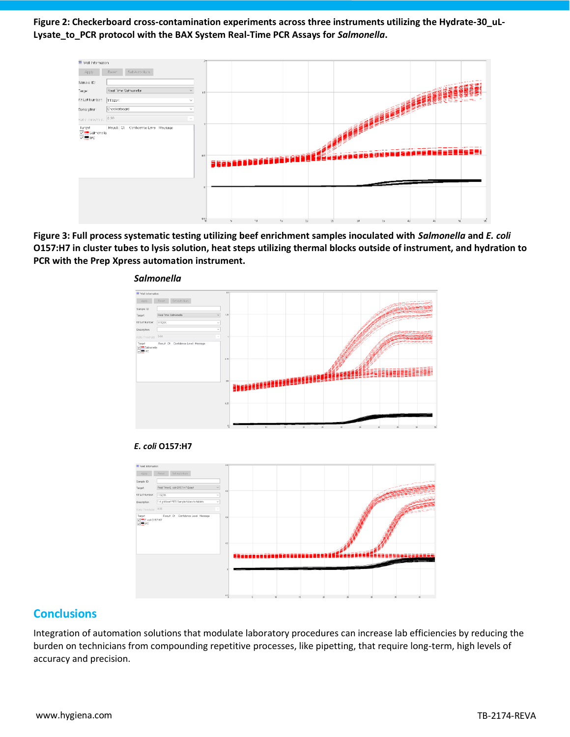**Figure 2: Checkerboard cross-contamination experiments across three instruments utilizing the Hydrate-30_uL-Lysate_to_PCR protocol with the BAX System Real-Time PCR Assays for *Salmonella*.**

**Figure 3: Full process systematic testing utilizing beef enrichment samples inoculated with *Salmonella* and *E. coli* O157:H7 in cluster tubes to lysis solution, heat steps utilizing thermal blocks outside of instrument, and hydration to PCR with the Prep Xpress automation instrument.**

***Salmonella***

***E. coli* O157:H7**

## Conclusions

Integration of automation solutions that modulate laboratory procedures can increase lab efficiencies by reducing the burden on technicians from compounding repetitive processes, like pipetting, that require long-term, high levels of accuracy and precision.

www.hygiena.com

TB-2174-REVA